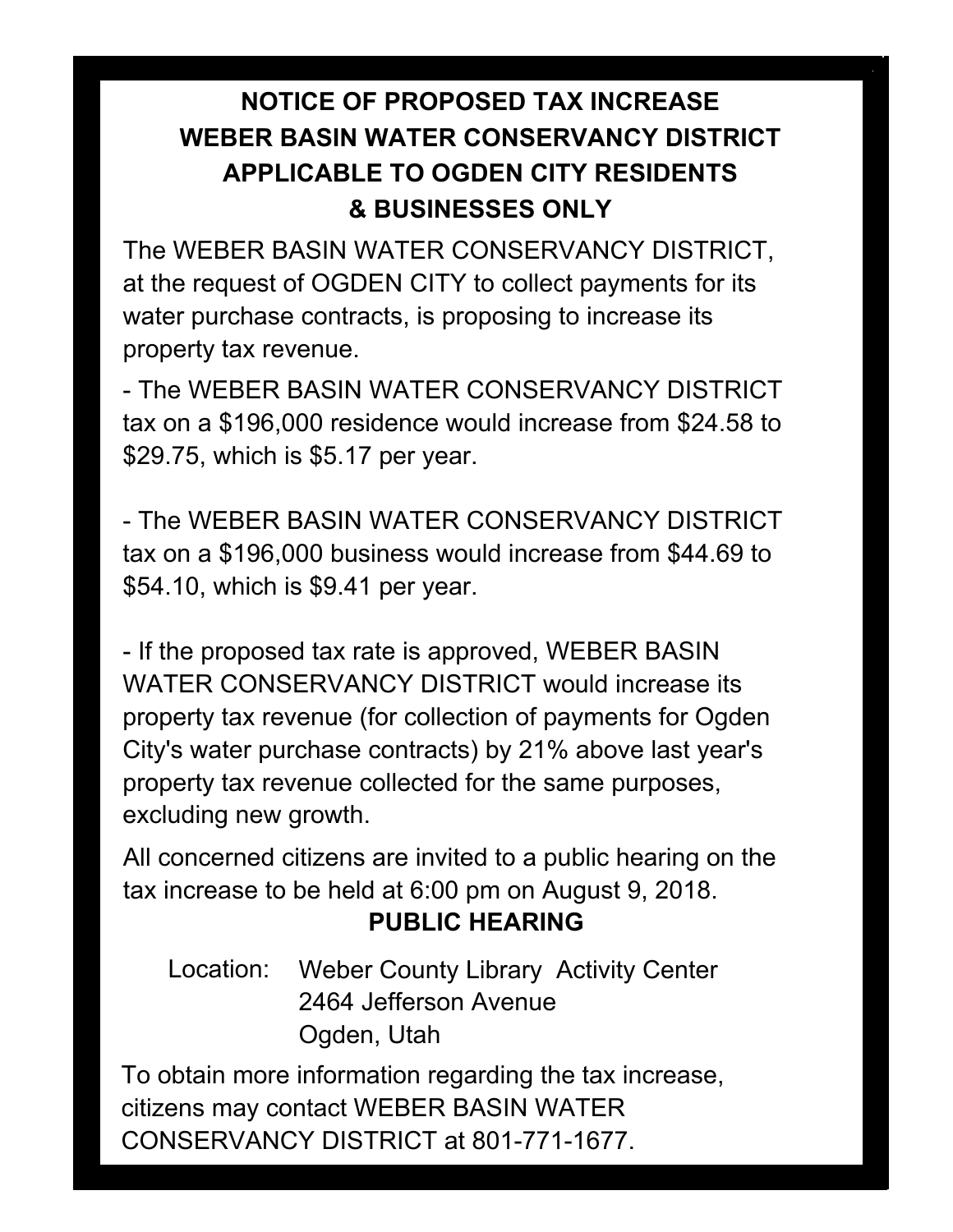# NOTICE OF PROPOSED TAX INCREASE
# WEBER BASIN WATER CONSERVANCY DISTRICT
# APPLICABLE TO OGDEN CITY RESIDENTS & BUSINESSES ONLY

The WEBER BASIN WATER CONSERVANCY DISTRICT, at the request of OGDEN CITY to collect payments for its water purchase contracts, is proposing to increase its property tax revenue.

- The WEBER BASIN WATER CONSERVANCY DISTRICT tax on a $196,000 residence would increase from $24.58 to $29.75, which is $5.17 per year.

- The WEBER BASIN WATER CONSERVANCY DISTRICT tax on a $196,000 business would increase from $44.69 to $54.10, which is $9.41 per year.

- If the proposed tax rate is approved, WEBER BASIN WATER CONSERVANCY DISTRICT would increase its property tax revenue (for collection of payments for Ogden City's water purchase contracts) by 21% above last year's property tax revenue collected for the same purposes, excluding new growth.

All concerned citizens are invited to a public hearing on the tax increase to be held at 6:00 pm on August 9, 2018.

**PUBLIC HEARING**

Location: Weber County Library Activity Center
2464 Jefferson Avenue
Ogden, Utah

To obtain more information regarding the tax increase, citizens may contact WEBER BASIN WATER CONSERVANCY DISTRICT at 801-771-1677.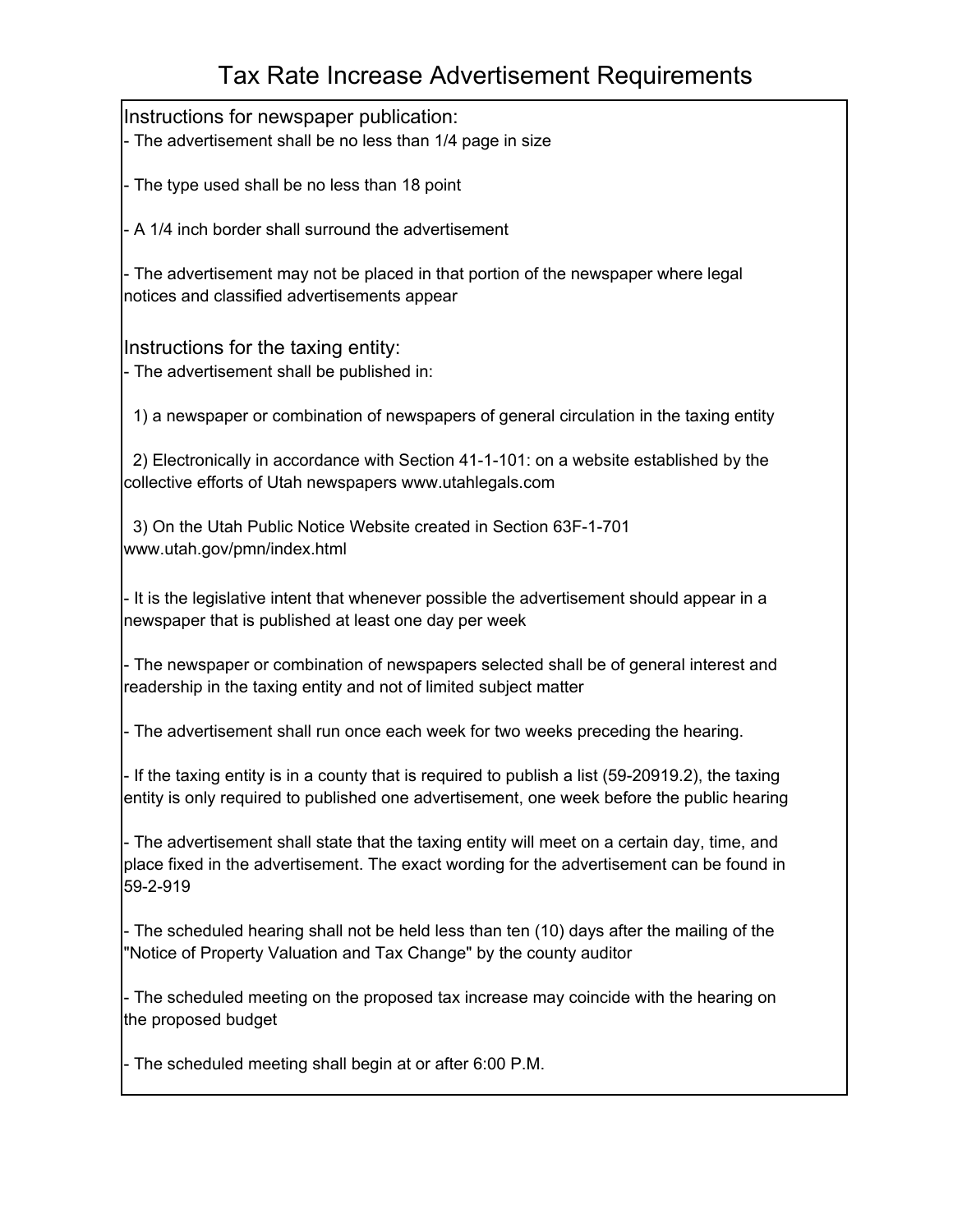# Tax Rate Increase Advertisement Requirements

Instructions for newspaper publication:

- The advertisement shall be no less than 1/4 page in size

- The type used shall be no less than 18 point

- A 1/4 inch border shall surround the advertisement

- The advertisement may not be placed in that portion of the newspaper where legal notices and classified advertisements appear

Instructions for the taxing entity:

- The advertisement shall be published in:

  1) a newspaper or combination of newspapers of general circulation in the taxing entity

  2) Electronically in accordance with Section 41-1-101: on a website established by the collective efforts of Utah newspapers www.utahlegals.com

  3) On the Utah Public Notice Website created in Section 63F-1-701 www.utah.gov/pmn/index.html

- It is the legislative intent that whenever possible the advertisement should appear in a newspaper that is published at least one day per week

- The newspaper or combination of newspapers selected shall be of general interest and readership in the taxing entity and not of limited subject matter

- The advertisement shall run once each week for two weeks preceding the hearing.

- If the taxing entity is in a county that is required to publish a list (59-20919.2), the taxing entity is only required to published one advertisement, one week before the public hearing

- The advertisement shall state that the taxing entity will meet on a certain day, time, and place fixed in the advertisement. The exact wording for the advertisement can be found in 59-2-919

- The scheduled hearing shall not be held less than ten (10) days after the mailing of the "Notice of Property Valuation and Tax Change" by the county auditor

- The scheduled meeting on the proposed tax increase may coincide with the hearing on the proposed budget

- The scheduled meeting shall begin at or after 6:00 P.M.